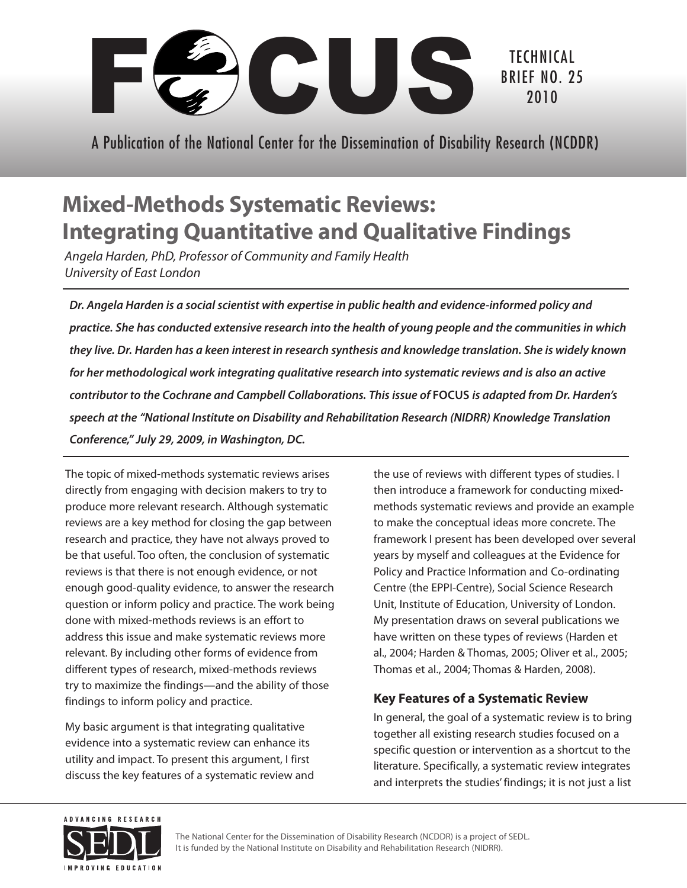# FOCUS

TECHNICAL BRIEF NO. 25
2010

A Publication of the National Center for the Dissemination of Disability Research (NCDDR)

# Mixed-Methods Systematic Reviews: Integrating Quantitative and Qualitative Findings

*Angela Harden, PhD, Professor of Community and Family Health*
*University of East London*

***Dr. Angela Harden is a social scientist with expertise in public health and evidence-informed policy and practice. She has conducted extensive research into the health of young people and the communities in which they live. Dr. Harden has a keen interest in research synthesis and knowledge translation. She is widely known for her methodological work integrating qualitative research into systematic reviews and is also an active contributor to the Cochrane and Campbell Collaborations. This issue of* FOCUS *is adapted from Dr. Harden's speech at the "National Institute on Disability and Rehabilitation Research (NIDRR) Knowledge Translation Conference," July 29, 2009, in Washington, DC.***

The topic of mixed-methods systematic reviews arises directly from engaging with decision makers to try to produce more relevant research. Although systematic reviews are a key method for closing the gap between research and practice, they have not always proved to be that useful. Too often, the conclusion of systematic reviews is that there is not enough evidence, or not enough good-quality evidence, to answer the research question or inform policy and practice. The work being done with mixed-methods reviews is an effort to address this issue and make systematic reviews more relevant. By including other forms of evidence from different types of research, mixed-methods reviews try to maximize the findings—and the ability of those findings to inform policy and practice.

My basic argument is that integrating qualitative evidence into a systematic review can enhance its utility and impact. To present this argument, I first discuss the key features of a systematic review and the use of reviews with different types of studies. I then introduce a framework for conducting mixed-methods systematic reviews and provide an example to make the conceptual ideas more concrete. The framework I present has been developed over several years by myself and colleagues at the Evidence for Policy and Practice Information and Co-ordinating Centre (the EPPI-Centre), Social Science Research Unit, Institute of Education, University of London. My presentation draws on several publications we have written on these types of reviews (Harden et al., 2004; Harden & Thomas, 2005; Oliver et al., 2005; Thomas et al., 2004; Thomas & Harden, 2008).

## Key Features of a Systematic Review

In general, the goal of a systematic review is to bring together all existing research studies focused on a specific question or intervention as a shortcut to the literature. Specifically, a systematic review integrates and interprets the studies' findings; it is not just a list

ADVANCING RESEARCH
SEDL
IMPROVING EDUCATION

The National Center for the Dissemination of Disability Research (NCDDR) is a project of SEDL. It is funded by the National Institute on Disability and Rehabilitation Research (NIDRR).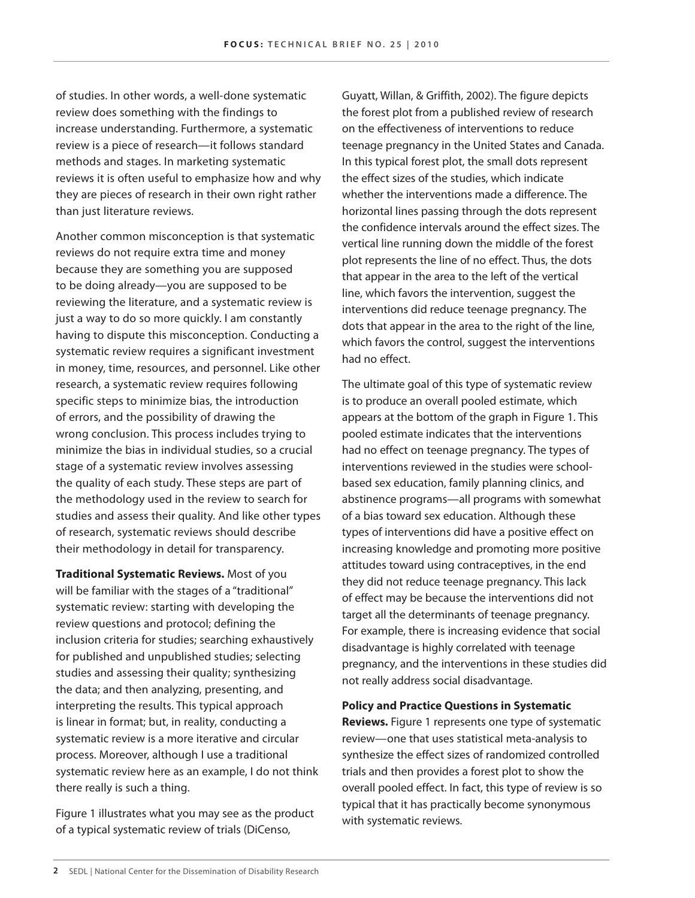of studies. In other words, a well-done systematic review does something with the findings to increase understanding. Furthermore, a systematic review is a piece of research—it follows standard methods and stages. In marketing systematic reviews it is often useful to emphasize how and why they are pieces of research in their own right rather than just literature reviews.

Another common misconception is that systematic reviews do not require extra time and money because they are something you are supposed to be doing already—you are supposed to be reviewing the literature, and a systematic review is just a way to do so more quickly. I am constantly having to dispute this misconception. Conducting a systematic review requires a significant investment in money, time, resources, and personnel. Like other research, a systematic review requires following specific steps to minimize bias, the introduction of errors, and the possibility of drawing the wrong conclusion. This process includes trying to minimize the bias in individual studies, so a crucial stage of a systematic review involves assessing the quality of each study. These steps are part of the methodology used in the review to search for studies and assess their quality. And like other types of research, systematic reviews should describe their methodology in detail for transparency.

**Traditional Systematic Reviews.** Most of you will be familiar with the stages of a "traditional" systematic review: starting with developing the review questions and protocol; defining the inclusion criteria for studies; searching exhaustively for published and unpublished studies; selecting studies and assessing their quality; synthesizing the data; and then analyzing, presenting, and interpreting the results. This typical approach is linear in format; but, in reality, conducting a systematic review is a more iterative and circular process. Moreover, although I use a traditional systematic review here as an example, I do not think there really is such a thing.

Figure 1 illustrates what you may see as the product of a typical systematic review of trials (DiCenso, Guyatt, Willan, & Griffith, 2002). The figure depicts the forest plot from a published review of research on the effectiveness of interventions to reduce teenage pregnancy in the United States and Canada. In this typical forest plot, the small dots represent the effect sizes of the studies, which indicate whether the interventions made a difference. The horizontal lines passing through the dots represent the confidence intervals around the effect sizes. The vertical line running down the middle of the forest plot represents the line of no effect. Thus, the dots that appear in the area to the left of the vertical line, which favors the intervention, suggest the interventions did reduce teenage pregnancy. The dots that appear in the area to the right of the line, which favors the control, suggest the interventions had no effect.

The ultimate goal of this type of systematic review is to produce an overall pooled estimate, which appears at the bottom of the graph in Figure 1. This pooled estimate indicates that the interventions had no effect on teenage pregnancy. The types of interventions reviewed in the studies were school-based sex education, family planning clinics, and abstinence programs—all programs with somewhat of a bias toward sex education. Although these types of interventions did have a positive effect on increasing knowledge and promoting more positive attitudes toward using contraceptives, in the end they did not reduce teenage pregnancy. This lack of effect may be because the interventions did not target all the determinants of teenage pregnancy. For example, there is increasing evidence that social disadvantage is highly correlated with teenage pregnancy, and the interventions in these studies did not really address social disadvantage.

**Policy and Practice Questions in Systematic Reviews.** Figure 1 represents one type of systematic review—one that uses statistical meta-analysis to synthesize the effect sizes of randomized controlled trials and then provides a forest plot to show the overall pooled effect. In fact, this type of review is so typical that it has practically become synonymous with systematic reviews.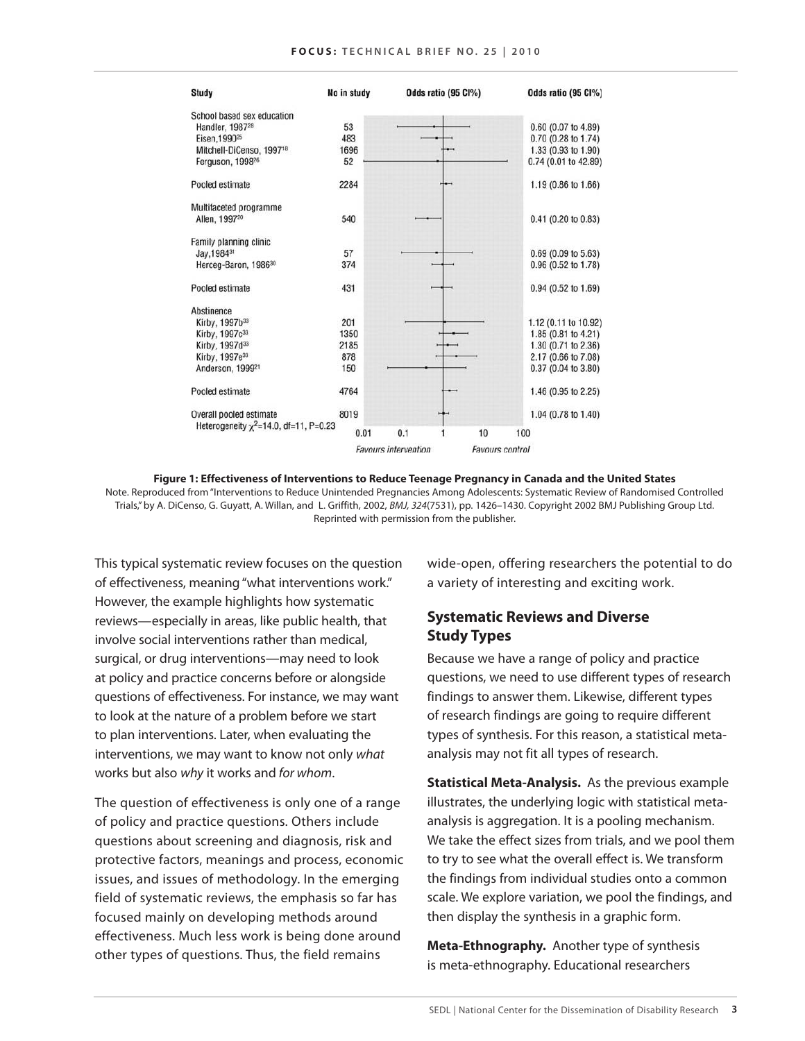| Study | No in study | Odds ratio (95 CI%) |
|---|---|---|
| **School based sex education** | | |
| Handler, 1987[28] | 53 | 0.60 (0.07 to 4.89) |
| Eisen, 1990[25] | 483 | 0.70 (0.28 to 1.74) |
| Mitchell-DiCenso, 1997[18] | 1696 | 1.33 (0.93 to 1.90) |
| Ferguson, 1998[26] | 52 | 0.74 (0.01 to 42.89) |
| Pooled estimate | 2284 | 1.19 (0.86 to 1.66) |
| **Multifaceted programme** | | |
| Allen, 1997[20] | 540 | 0.41 (0.20 to 0.83) |
| **Family planning clinic** | | |
| Jay, 1984[31] | 57 | 0.69 (0.09 to 5.63) |
| Herceg-Baron, 1986[30] | 374 | 0.96 (0.52 to 1.78) |
| Pooled estimate | 431 | 0.94 (0.52 to 1.69) |
| **Abstinence** | | |
| Kirby, 1997b[33] | 201 | 1.12 (0.11 to 10.92) |
| Kirby, 1997c[33] | 1350 | 1.85 (0.81 to 4.21) |
| Kirby, 1997d[33] | 2185 | 1.30 (0.71 to 2.36) |
| Kirby, 1997e[33] | 878 | 2.17 (0.66 to 7.08) |
| Anderson, 1999[21] | 150 | 0.37 (0.04 to 3.80) |
| Pooled estimate | 4764 | 1.46 (0.95 to 2.25) |
| Overall pooled estimate | 8019 | 1.04 (0.78 to 1.40) |

Heterogeneity $\chi^2$=14.0, df=11, P=0.23

Axis: 0.01, 0.1, 1, 10, 100 — *Favours intervention* / *Favours control*

**Figure 1: Effectiveness of Interventions to Reduce Teenage Pregnancy in Canada and the United States**

Note. Reproduced from "Interventions to Reduce Unintended Pregnancies Among Adolescents: Systematic Review of Randomised Controlled Trials," by A. DiCenso, G. Guyatt, A. Willan, and L. Griffith, 2002, *BMJ, 324*(7531), pp. 1426–1430. Copyright 2002 BMJ Publishing Group Ltd. Reprinted with permission from the publisher.

This typical systematic review focuses on the question of effectiveness, meaning "what interventions work." However, the example highlights how systematic reviews—especially in areas, like public health, that involve social interventions rather than medical, surgical, or drug interventions—may need to look at policy and practice concerns before or alongside questions of effectiveness. For instance, we may want to look at the nature of a problem before we start to plan interventions. Later, when evaluating the interventions, we may want to know not only *what* works but also *why* it works and *for whom*.

The question of effectiveness is only one of a range of policy and practice questions. Others include questions about screening and diagnosis, risk and protective factors, meanings and process, economic issues, and issues of methodology. In the emerging field of systematic reviews, the emphasis so far has focused mainly on developing methods around effectiveness. Much less work is being done around other types of questions. Thus, the field remains wide-open, offering researchers the potential to do a variety of interesting and exciting work.

## Systematic Reviews and Diverse Study Types

Because we have a range of policy and practice questions, we need to use different types of research findings to answer them. Likewise, different types of research findings are going to require different types of synthesis. For this reason, a statistical meta-analysis may not fit all types of research.

**Statistical Meta-Analysis.** As the previous example illustrates, the underlying logic with statistical meta-analysis is aggregation. It is a pooling mechanism. We take the effect sizes from trials, and we pool them to try to see what the overall effect is. We transform the findings from individual studies onto a common scale. We explore variation, we pool the findings, and then display the synthesis in a graphic form.

**Meta-Ethnography.** Another type of synthesis is meta-ethnography. Educational researchers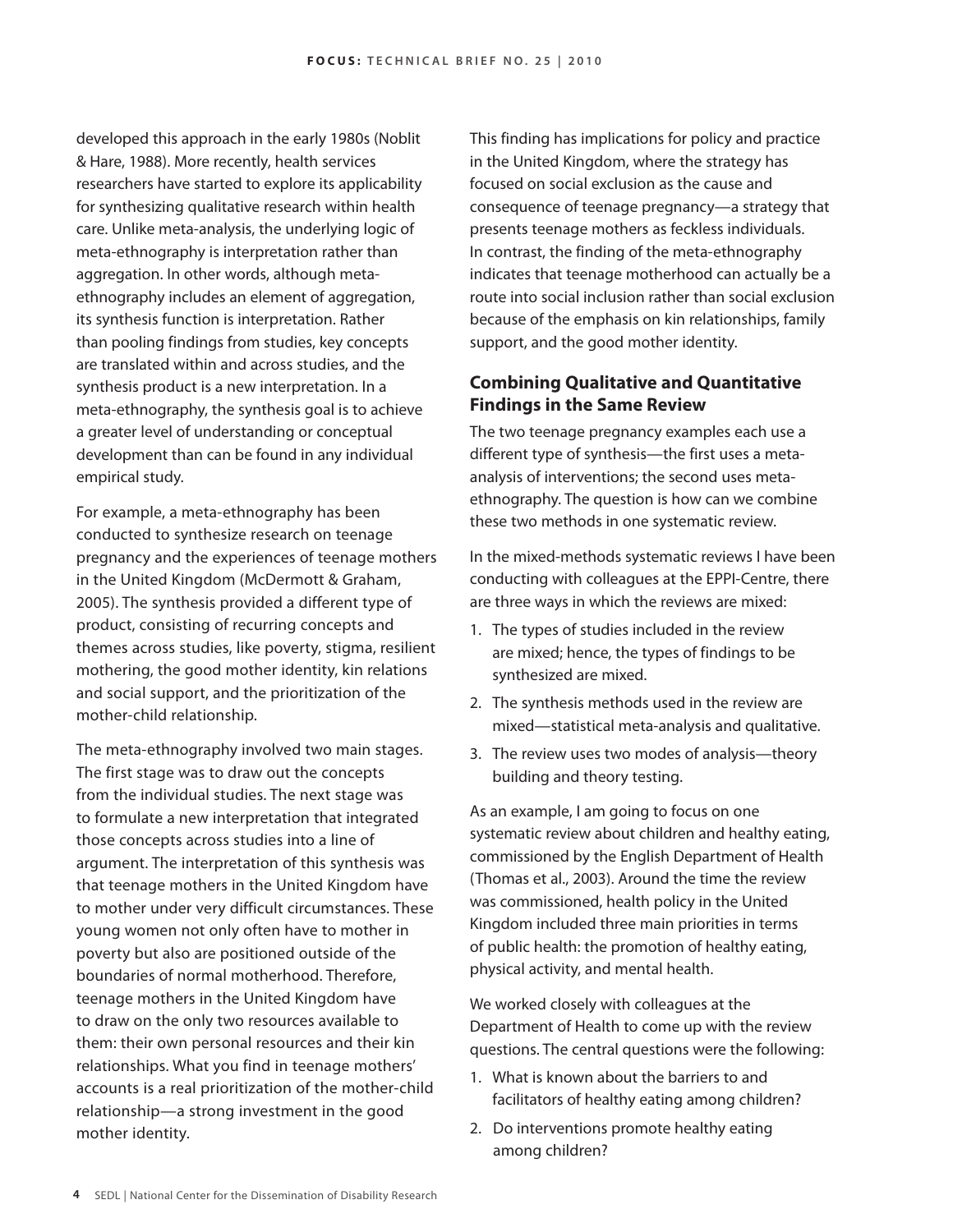developed this approach in the early 1980s (Noblit & Hare, 1988). More recently, health services researchers have started to explore its applicability for synthesizing qualitative research within health care. Unlike meta-analysis, the underlying logic of meta-ethnography is interpretation rather than aggregation. In other words, although meta-ethnography includes an element of aggregation, its synthesis function is interpretation. Rather than pooling findings from studies, key concepts are translated within and across studies, and the synthesis product is a new interpretation. In a meta-ethnography, the synthesis goal is to achieve a greater level of understanding or conceptual development than can be found in any individual empirical study.

For example, a meta-ethnography has been conducted to synthesize research on teenage pregnancy and the experiences of teenage mothers in the United Kingdom (McDermott & Graham, 2005). The synthesis provided a different type of product, consisting of recurring concepts and themes across studies, like poverty, stigma, resilient mothering, the good mother identity, kin relations and social support, and the prioritization of the mother-child relationship.

The meta-ethnography involved two main stages. The first stage was to draw out the concepts from the individual studies. The next stage was to formulate a new interpretation that integrated those concepts across studies into a line of argument. The interpretation of this synthesis was that teenage mothers in the United Kingdom have to mother under very difficult circumstances. These young women not only often have to mother in poverty but also are positioned outside of the boundaries of normal motherhood. Therefore, teenage mothers in the United Kingdom have to draw on the only two resources available to them: their own personal resources and their kin relationships. What you find in teenage mothers' accounts is a real prioritization of the mother-child relationship—a strong investment in the good mother identity.

This finding has implications for policy and practice in the United Kingdom, where the strategy has focused on social exclusion as the cause and consequence of teenage pregnancy—a strategy that presents teenage mothers as feckless individuals. In contrast, the finding of the meta-ethnography indicates that teenage motherhood can actually be a route into social inclusion rather than social exclusion because of the emphasis on kin relationships, family support, and the good mother identity.

## Combining Qualitative and Quantitative Findings in the Same Review

The two teenage pregnancy examples each use a different type of synthesis—the first uses a meta-analysis of interventions; the second uses meta-ethnography. The question is how can we combine these two methods in one systematic review.

In the mixed-methods systematic reviews I have been conducting with colleagues at the EPPI-Centre, there are three ways in which the reviews are mixed:

1. The types of studies included in the review are mixed; hence, the types of findings to be synthesized are mixed.
2. The synthesis methods used in the review are mixed—statistical meta-analysis and qualitative.
3. The review uses two modes of analysis—theory building and theory testing.

As an example, I am going to focus on one systematic review about children and healthy eating, commissioned by the English Department of Health (Thomas et al., 2003). Around the time the review was commissioned, health policy in the United Kingdom included three main priorities in terms of public health: the promotion of healthy eating, physical activity, and mental health.

We worked closely with colleagues at the Department of Health to come up with the review questions. The central questions were the following:

1. What is known about the barriers to and facilitators of healthy eating among children?
2. Do interventions promote healthy eating among children?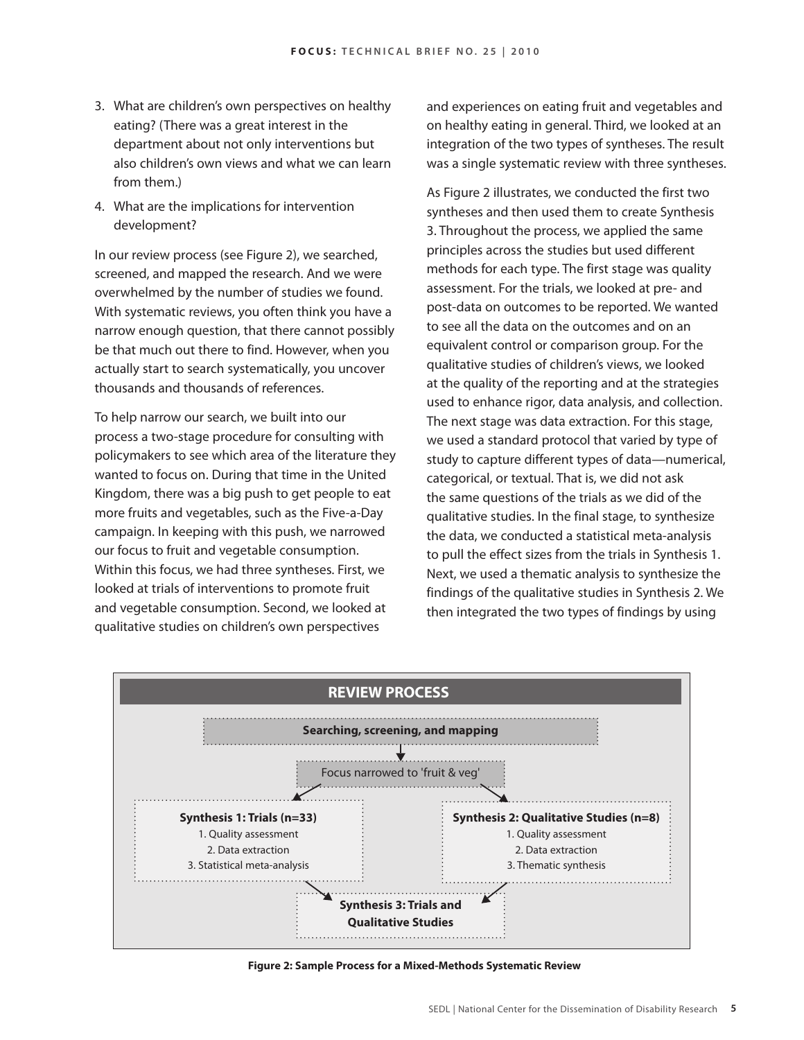3. What are children's own perspectives on healthy eating? (There was a great interest in the department about not only interventions but also children's own views and what we can learn from them.)
4. What are the implications for intervention development?

In our review process (see Figure 2), we searched, screened, and mapped the research. And we were overwhelmed by the number of studies we found. With systematic reviews, you often think you have a narrow enough question, that there cannot possibly be that much out there to find. However, when you actually start to search systematically, you uncover thousands and thousands of references.

To help narrow our search, we built into our process a two-stage procedure for consulting with policymakers to see which area of the literature they wanted to focus on. During that time in the United Kingdom, there was a big push to get people to eat more fruits and vegetables, such as the Five-a-Day campaign. In keeping with this push, we narrowed our focus to fruit and vegetable consumption. Within this focus, we had three syntheses. First, we looked at trials of interventions to promote fruit and vegetable consumption. Second, we looked at qualitative studies on children's own perspectives and experiences on eating fruit and vegetables and on healthy eating in general. Third, we looked at an integration of the two types of syntheses. The result was a single systematic review with three syntheses.

As Figure 2 illustrates, we conducted the first two syntheses and then used them to create Synthesis 3. Throughout the process, we applied the same principles across the studies but used different methods for each type. The first stage was quality assessment. For the trials, we looked at pre- and post-data on outcomes to be reported. We wanted to see all the data on the outcomes and on an equivalent control or comparison group. For the qualitative studies of children's views, we looked at the quality of the reporting and at the strategies used to enhance rigor, data analysis, and collection. The next stage was data extraction. For this stage, we used a standard protocol that varied by type of study to capture different types of data—numerical, categorical, or textual. That is, we did not ask the same questions of the trials as we did of the qualitative studies. In the final stage, to synthesize the data, we conducted a statistical meta-analysis to pull the effect sizes from the trials in Synthesis 1. Next, we used a thematic analysis to synthesize the findings of the qualitative studies in Synthesis 2. We then integrated the two types of findings by using

**REVIEW PROCESS**

**Searching, screening, and mapping**

↓

Focus narrowed to 'fruit & veg'

**Synthesis 1: Trials (n=33)**
1. Quality assessment
2. Data extraction
3. Statistical meta-analysis

**Synthesis 2: Qualitative Studies (n=8)**
1. Quality assessment
2. Data extraction
3. Thematic synthesis

**Synthesis 3: Trials and Qualitative Studies**

**Figure 2: Sample Process for a Mixed-Methods Systematic Review**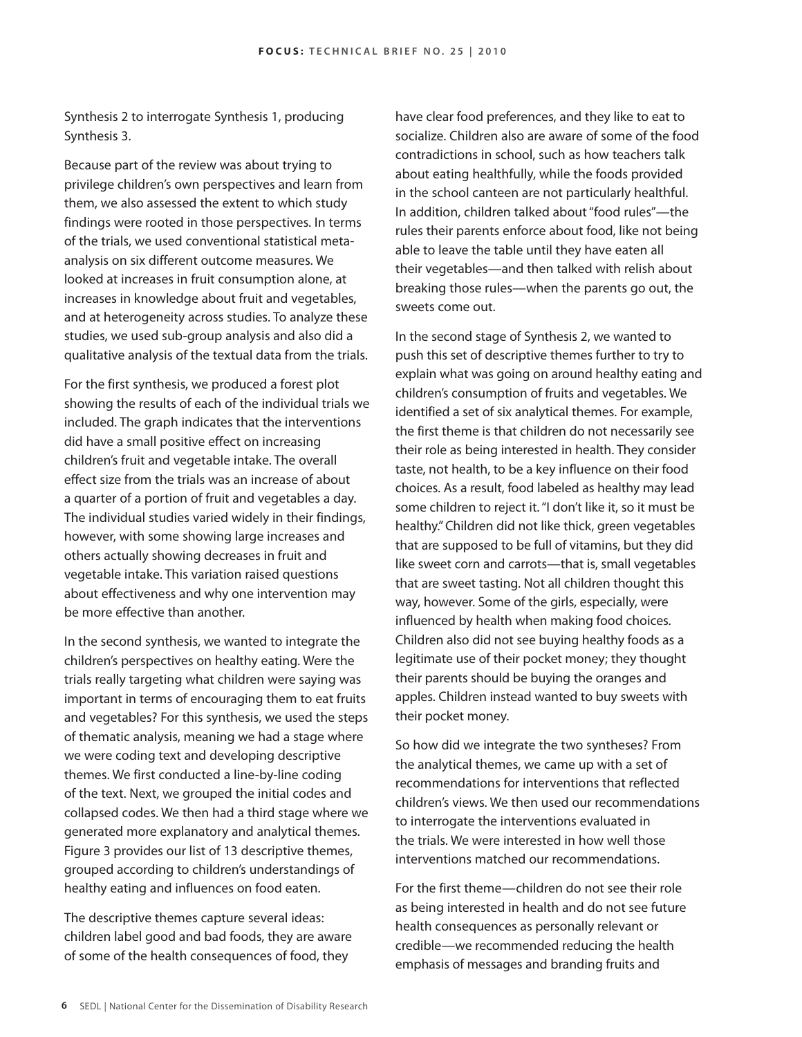Synthesis 2 to interrogate Synthesis 1, producing Synthesis 3.

Because part of the review was about trying to privilege children's own perspectives and learn from them, we also assessed the extent to which study findings were rooted in those perspectives. In terms of the trials, we used conventional statistical meta-analysis on six different outcome measures. We looked at increases in fruit consumption alone, at increases in knowledge about fruit and vegetables, and at heterogeneity across studies. To analyze these studies, we used sub-group analysis and also did a qualitative analysis of the textual data from the trials.

For the first synthesis, we produced a forest plot showing the results of each of the individual trials we included. The graph indicates that the interventions did have a small positive effect on increasing children's fruit and vegetable intake. The overall effect size from the trials was an increase of about a quarter of a portion of fruit and vegetables a day. The individual studies varied widely in their findings, however, with some showing large increases and others actually showing decreases in fruit and vegetable intake. This variation raised questions about effectiveness and why one intervention may be more effective than another.

In the second synthesis, we wanted to integrate the children's perspectives on healthy eating. Were the trials really targeting what children were saying was important in terms of encouraging them to eat fruits and vegetables? For this synthesis, we used the steps of thematic analysis, meaning we had a stage where we were coding text and developing descriptive themes. We first conducted a line-by-line coding of the text. Next, we grouped the initial codes and collapsed codes. We then had a third stage where we generated more explanatory and analytical themes. Figure 3 provides our list of 13 descriptive themes, grouped according to children's understandings of healthy eating and influences on food eaten.

The descriptive themes capture several ideas: children label good and bad foods, they are aware of some of the health consequences of food, they have clear food preferences, and they like to eat to socialize. Children also are aware of some of the food contradictions in school, such as how teachers talk about eating healthfully, while the foods provided in the school canteen are not particularly healthful. In addition, children talked about "food rules"—the rules their parents enforce about food, like not being able to leave the table until they have eaten all their vegetables—and then talked with relish about breaking those rules—when the parents go out, the sweets come out.

In the second stage of Synthesis 2, we wanted to push this set of descriptive themes further to try to explain what was going on around healthy eating and children's consumption of fruits and vegetables. We identified a set of six analytical themes. For example, the first theme is that children do not necessarily see their role as being interested in health. They consider taste, not health, to be a key influence on their food choices. As a result, food labeled as healthy may lead some children to reject it. "I don't like it, so it must be healthy." Children did not like thick, green vegetables that are supposed to be full of vitamins, but they did like sweet corn and carrots—that is, small vegetables that are sweet tasting. Not all children thought this way, however. Some of the girls, especially, were influenced by health when making food choices. Children also did not see buying healthy foods as a legitimate use of their pocket money; they thought their parents should be buying the oranges and apples. Children instead wanted to buy sweets with their pocket money.

So how did we integrate the two syntheses? From the analytical themes, we came up with a set of recommendations for interventions that reflected children's views. We then used our recommendations to interrogate the interventions evaluated in the trials. We were interested in how well those interventions matched our recommendations.

For the first theme—children do not see their role as being interested in health and do not see future health consequences as personally relevant or credible—we recommended reducing the health emphasis of messages and branding fruits and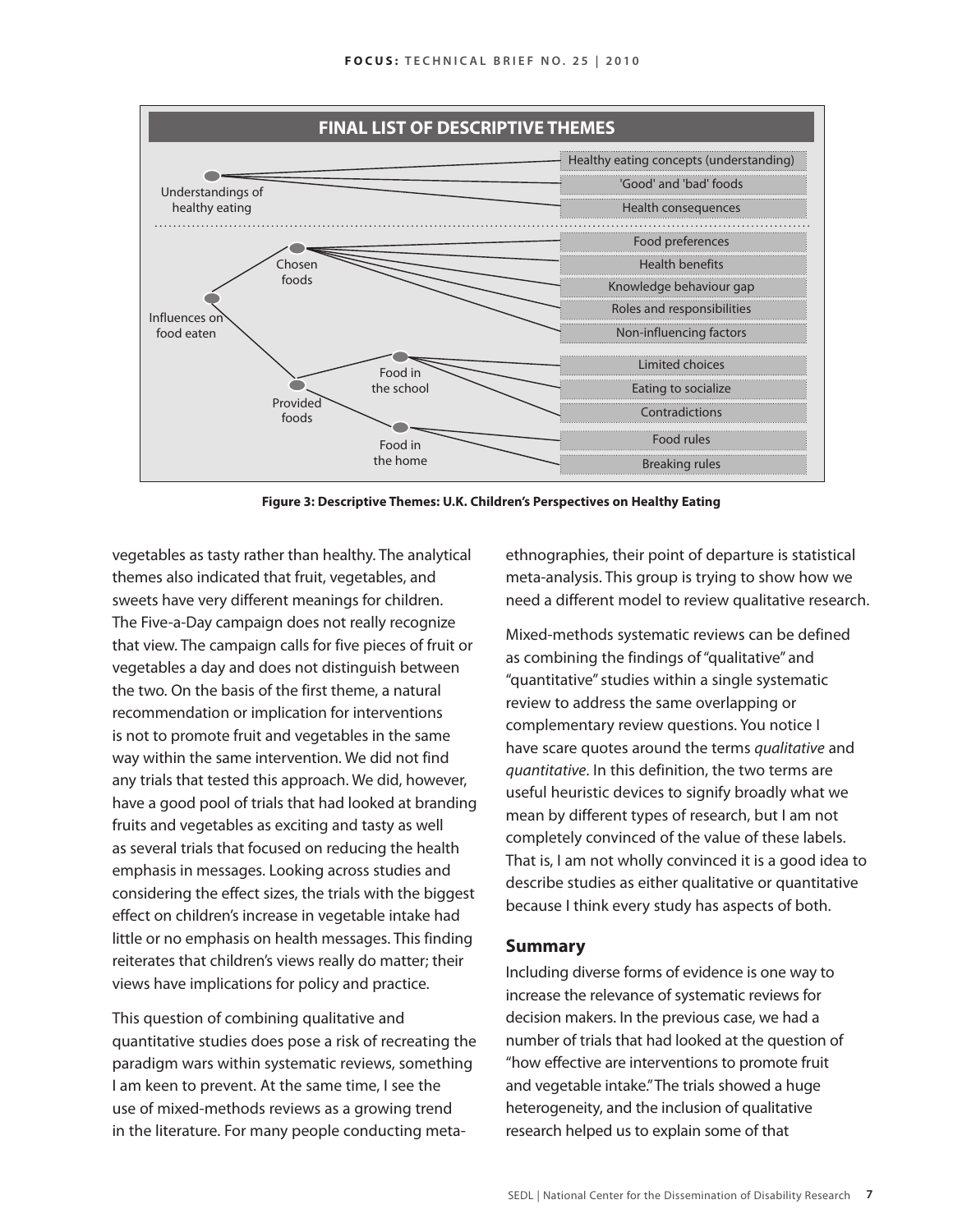**FINAL LIST OF DESCRIPTIVE THEMES**

- Understandings of healthy eating
  - Healthy eating concepts (understanding)
  - 'Good' and 'bad' foods
  - Health consequences
- Influences on food eaten
  - Chosen foods
    - Food preferences
    - Health benefits
    - Knowledge behaviour gap
    - Roles and responsibilities
    - Non-influencing factors
  - Provided foods
    - Food in the school
      - Limited choices
      - Eating to socialize
      - Contradictions
    - Food in the home
      - Food rules
      - Breaking rules

**Figure 3: Descriptive Themes: U.K. Children's Perspectives on Healthy Eating**

vegetables as tasty rather than healthy. The analytical themes also indicated that fruit, vegetables, and sweets have very different meanings for children. The Five-a-Day campaign does not really recognize that view. The campaign calls for five pieces of fruit or vegetables a day and does not distinguish between the two. On the basis of the first theme, a natural recommendation or implication for interventions is not to promote fruit and vegetables in the same way within the same intervention. We did not find any trials that tested this approach. We did, however, have a good pool of trials that had looked at branding fruits and vegetables as exciting and tasty as well as several trials that focused on reducing the health emphasis in messages. Looking across studies and considering the effect sizes, the trials with the biggest effect on children's increase in vegetable intake had little or no emphasis on health messages. This finding reiterates that children's views really do matter; their views have implications for policy and practice.

This question of combining qualitative and quantitative studies does pose a risk of recreating the paradigm wars within systematic reviews, something I am keen to prevent. At the same time, I see the use of mixed-methods reviews as a growing trend in the literature. For many people conducting meta-ethnographies, their point of departure is statistical meta-analysis. This group is trying to show how we need a different model to review qualitative research.

Mixed-methods systematic reviews can be defined as combining the findings of "qualitative" and "quantitative" studies within a single systematic review to address the same overlapping or complementary review questions. You notice I have scare quotes around the terms *qualitative* and *quantitative*. In this definition, the two terms are useful heuristic devices to signify broadly what we mean by different types of research, but I am not completely convinced of the value of these labels. That is, I am not wholly convinced it is a good idea to describe studies as either qualitative or quantitative because I think every study has aspects of both.

## Summary

Including diverse forms of evidence is one way to increase the relevance of systematic reviews for decision makers. In the previous case, we had a number of trials that had looked at the question of "how effective are interventions to promote fruit and vegetable intake." The trials showed a huge heterogeneity, and the inclusion of qualitative research helped us to explain some of that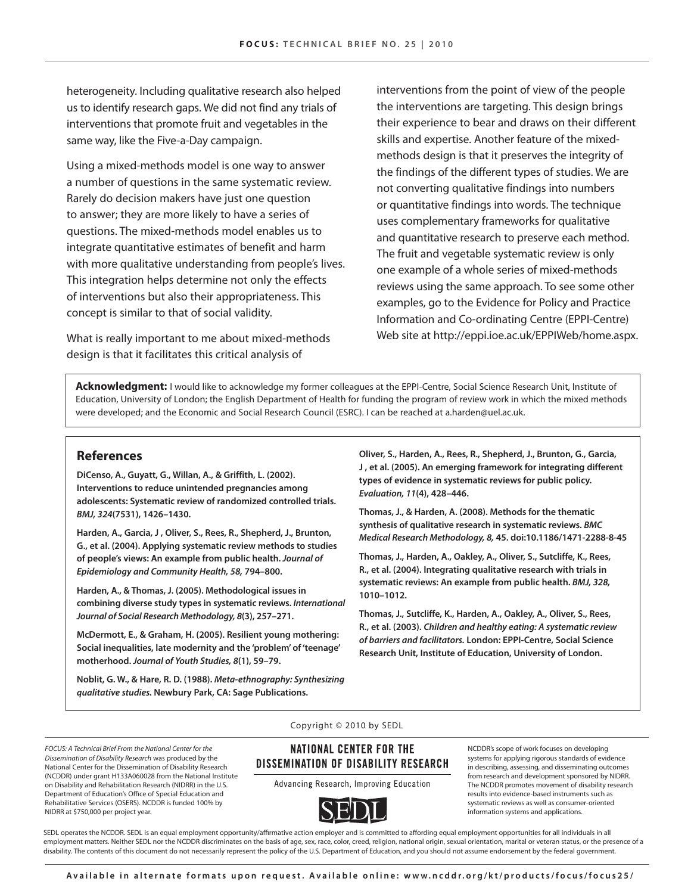heterogeneity. Including qualitative research also helped us to identify research gaps. We did not find any trials of interventions that promote fruit and vegetables in the same way, like the Five-a-Day campaign.

Using a mixed-methods model is one way to answer a number of questions in the same systematic review. Rarely do decision makers have just one question to answer; they are more likely to have a series of questions. The mixed-methods model enables us to integrate quantitative estimates of benefit and harm with more qualitative understanding from people's lives. This integration helps determine not only the effects of interventions but also their appropriateness. This concept is similar to that of social validity.

What is really important to me about mixed-methods design is that it facilitates this critical analysis of interventions from the point of view of the people the interventions are targeting. This design brings their experience to bear and draws on their different skills and expertise. Another feature of the mixed-methods design is that it preserves the integrity of the findings of the different types of studies. We are not converting qualitative findings into numbers or quantitative findings into words. The technique uses complementary frameworks for qualitative and quantitative research to preserve each method. The fruit and vegetable systematic review is only one example of a whole series of mixed-methods reviews using the same approach. To see some other examples, go to the Evidence for Policy and Practice Information and Co-ordinating Centre (EPPI-Centre) Web site at http://eppi.ioe.ac.uk/EPPIWeb/home.aspx.

**Acknowledgment:** I would like to acknowledge my former colleagues at the EPPI-Centre, Social Science Research Unit, Institute of Education, University of London; the English Department of Health for funding the program of review work in which the mixed methods were developed; and the Economic and Social Research Council (ESRC). I can be reached at a.harden@uel.ac.uk.

## References

**DiCenso, A., Guyatt, G., Willan, A., & Griffith, L. (2002). Interventions to reduce unintended pregnancies among adolescents: Systematic review of randomized controlled trials. *BMJ, 324*(7531), 1426–1430.**

**Harden, A., Garcia, J , Oliver, S., Rees, R., Shepherd, J., Brunton, G., et al. (2004). Applying systematic review methods to studies of people's views: An example from public health. *Journal of Epidemiology and Community Health, 58,* 794–800.**

**Harden, A., & Thomas, J. (2005). Methodological issues in combining diverse study types in systematic reviews. *International Journal of Social Research Methodology, 8*(3), 257–271.**

**McDermott, E., & Graham, H. (2005). Resilient young mothering: Social inequalities, late modernity and the 'problem' of 'teenage' motherhood. *Journal of Youth Studies, 8*(1), 59–79.**

**Noblit, G. W., & Hare, R. D. (1988). *Meta-ethnography: Synthesizing qualitative studies.* Newbury Park, CA: Sage Publications.**

**Oliver, S., Harden, A., Rees, R., Shepherd, J., Brunton, G., Garcia, J , et al. (2005). An emerging framework for integrating different types of evidence in systematic reviews for public policy. *Evaluation, 11*(4), 428–446.**

**Thomas, J., & Harden, A. (2008). Methods for the thematic synthesis of qualitative research in systematic reviews. *BMC Medical Research Methodology, 8,* 45. doi:10.1186/1471-2288-8-45**

**Thomas, J., Harden, A., Oakley, A., Oliver, S., Sutcliffe, K., Rees, R., et al. (2004). Integrating qualitative research with trials in systematic reviews: An example from public health. *BMJ, 328,* 1010–1012.**

**Thomas, J., Sutcliffe, K., Harden, A., Oakley, A., Oliver, S., Rees, R., et al. (2003). *Children and healthy eating: A systematic review of barriers and facilitators.* London: EPPI-Centre, Social Science Research Unit, Institute of Education, University of London.**

Copyright © 2010 by SEDL

*FOCUS: A Technical Brief From the National Center for the Dissemination of Disability Research* was produced by the National Center for the Dissemination of Disability Research (NCDDR) under grant H133A060028 from the National Institute on Disability and Rehabilitation Research (NIDRR) in the U.S. Department of Education's Office of Special Education and Rehabilitative Services (OSERS). NCDDR is funded 100% by NIDRR at $750,000 per project year.

NATIONAL CENTER FOR THE DISSEMINATION OF DISABILITY RESEARCH

Advancing Research, Improving Education

SEDL

NCDDR's scope of work focuses on developing systems for applying rigorous standards of evidence in describing, assessing, and disseminating outcomes from research and development sponsored by NIDRR. The NCDDR promotes movement of disability research results into evidence-based instruments such as systematic reviews as well as consumer-oriented information systems and applications.

SEDL operates the NCDDR. SEDL is an equal employment opportunity/affirmative action employer and is committed to affording equal employment opportunities for all individuals in all employment matters. Neither SEDL nor the NCDDR discriminates on the basis of age, sex, race, color, creed, religion, national origin, sexual orientation, marital or veteran status, or the presence of a disability. The contents of this document do not necessarily represent the policy of the U.S. Department of Education, and you should not assume endorsement by the federal government.

**Available in alternate formats upon request. Available online: www.ncddr.org/kt/products/focus/focus25/**